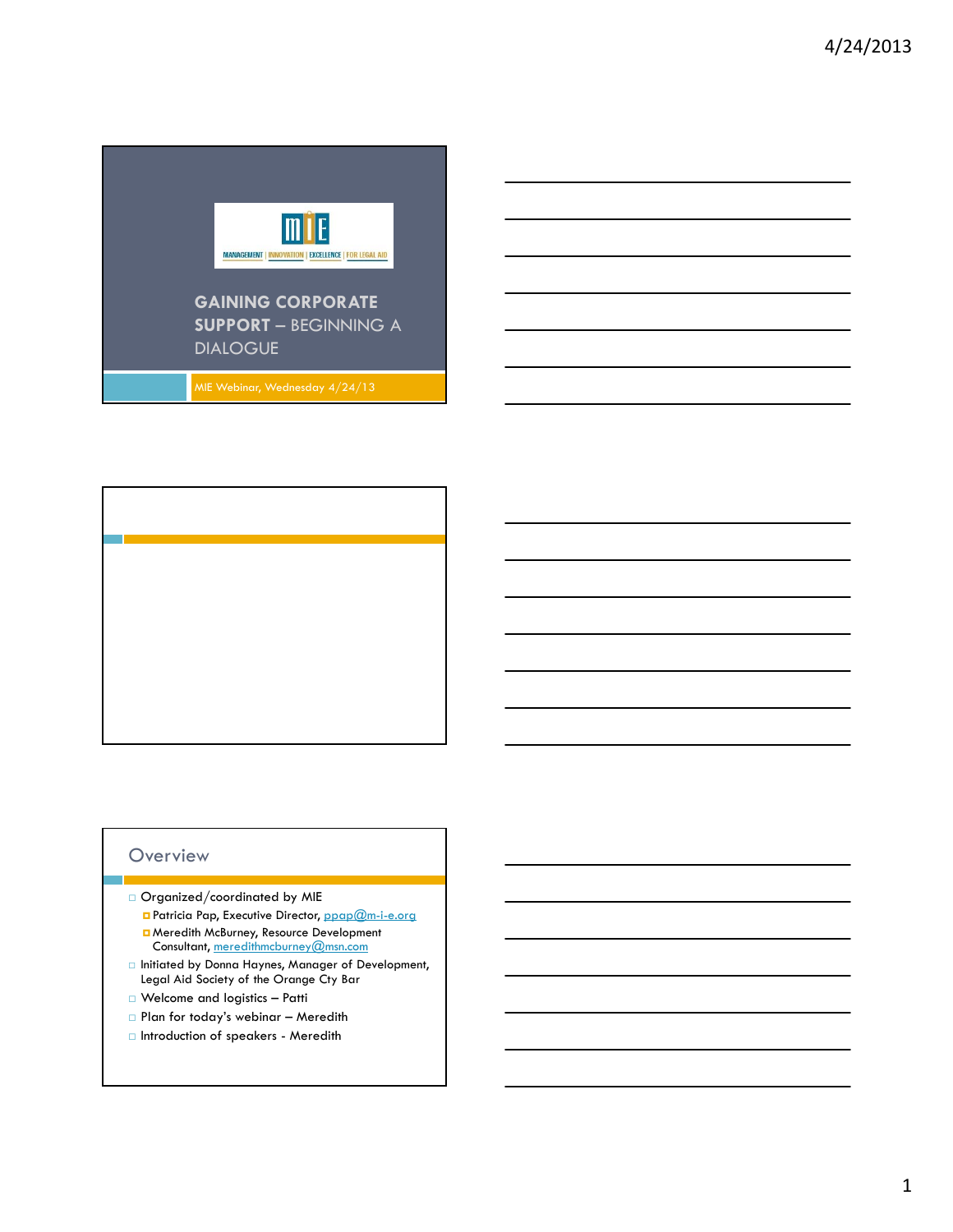MANAGEMENT | INNOVATION | EXCELLENCE | FOR LEGAL AID

# GAINING CORPORATE SUPPORT – BEGINNING A DIALOGUE

MIE Webinar, Wednesday 4/24/13

## Overview

- Organized/coordinated by MIE
  - Patricia Pap, Executive Director, ppap@m-i-e.org
  - Meredith McBurney, Resource Development Consultant, meredithmcburney@msn.com
- Initiated by Donna Haynes, Manager of Development, Legal Aid Society of the Orange Cty Bar
- Welcome and logistics – Patti
- Plan for today's webinar – Meredith
- Introduction of speakers - Meredith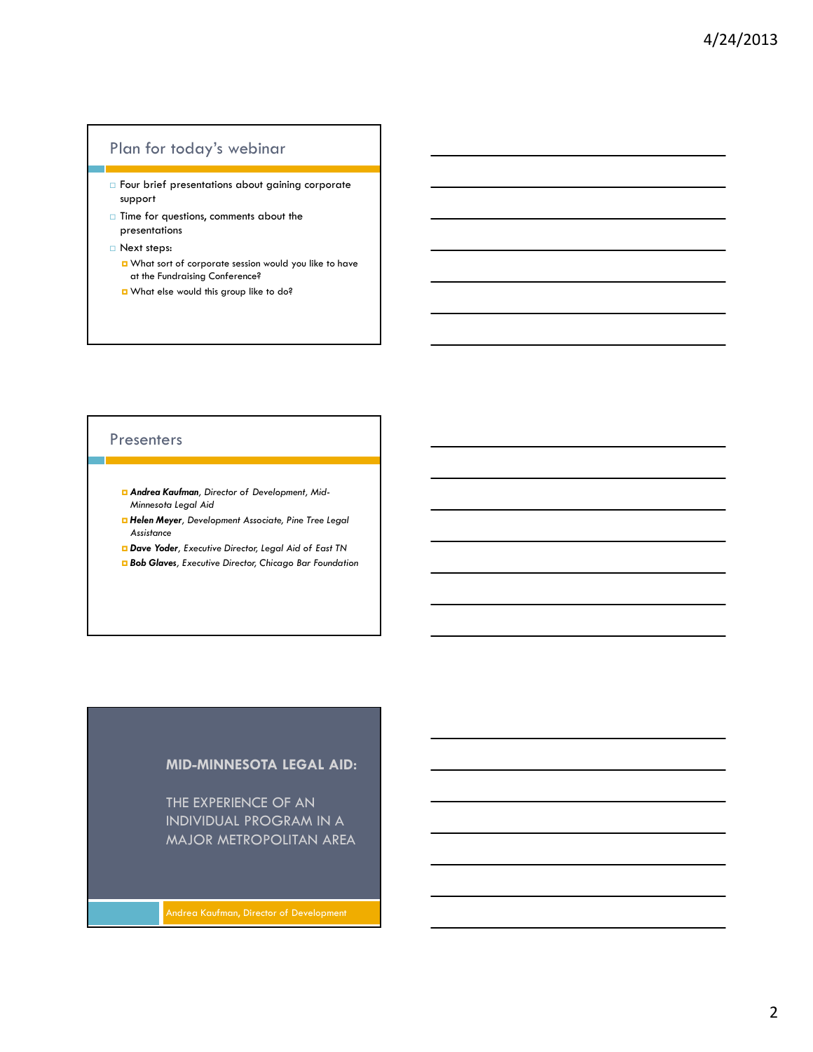## Plan for today's webinar

- Four brief presentations about gaining corporate support
- Time for questions, comments about the presentations
- Next steps:
  - What sort of corporate session would you like to have at the Fundraising Conference?
  - What else would this group like to do?

## Presenters

- ***Andrea Kaufman**, Director of Development, Mid-Minnesota Legal Aid*
- ***Helen Meyer**, Development Associate, Pine Tree Legal Assistance*
- ***Dave Yoder**, Executive Director, Legal Aid of East TN*
- ***Bob Glaves**, Executive Director, Chicago Bar Foundation*

## MID-MINNESOTA LEGAL AID:

THE EXPERIENCE OF AN INDIVIDUAL PROGRAM IN A MAJOR METROPOLITAN AREA

Andrea Kaufman, Director of Development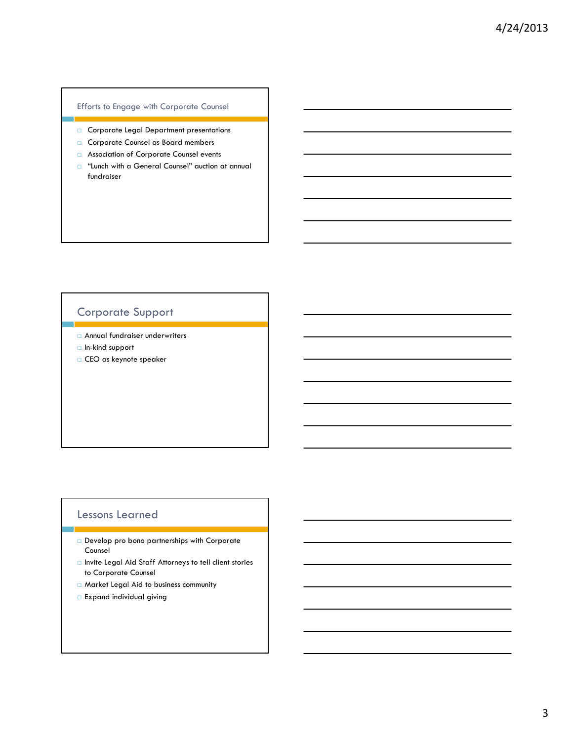## Efforts to Engage with Corporate Counsel

- Corporate Legal Department presentations
- Corporate Counsel as Board members
- Association of Corporate Counsel events
- "Lunch with a General Counsel" auction at annual fundraiser

## Corporate Support

- Annual fundraiser underwriters
- In-kind support
- CEO as keynote speaker

## Lessons Learned

- Develop pro bono partnerships with Corporate Counsel
- Invite Legal Aid Staff Attorneys to tell client stories to Corporate Counsel
- Market Legal Aid to business community
- Expand individual giving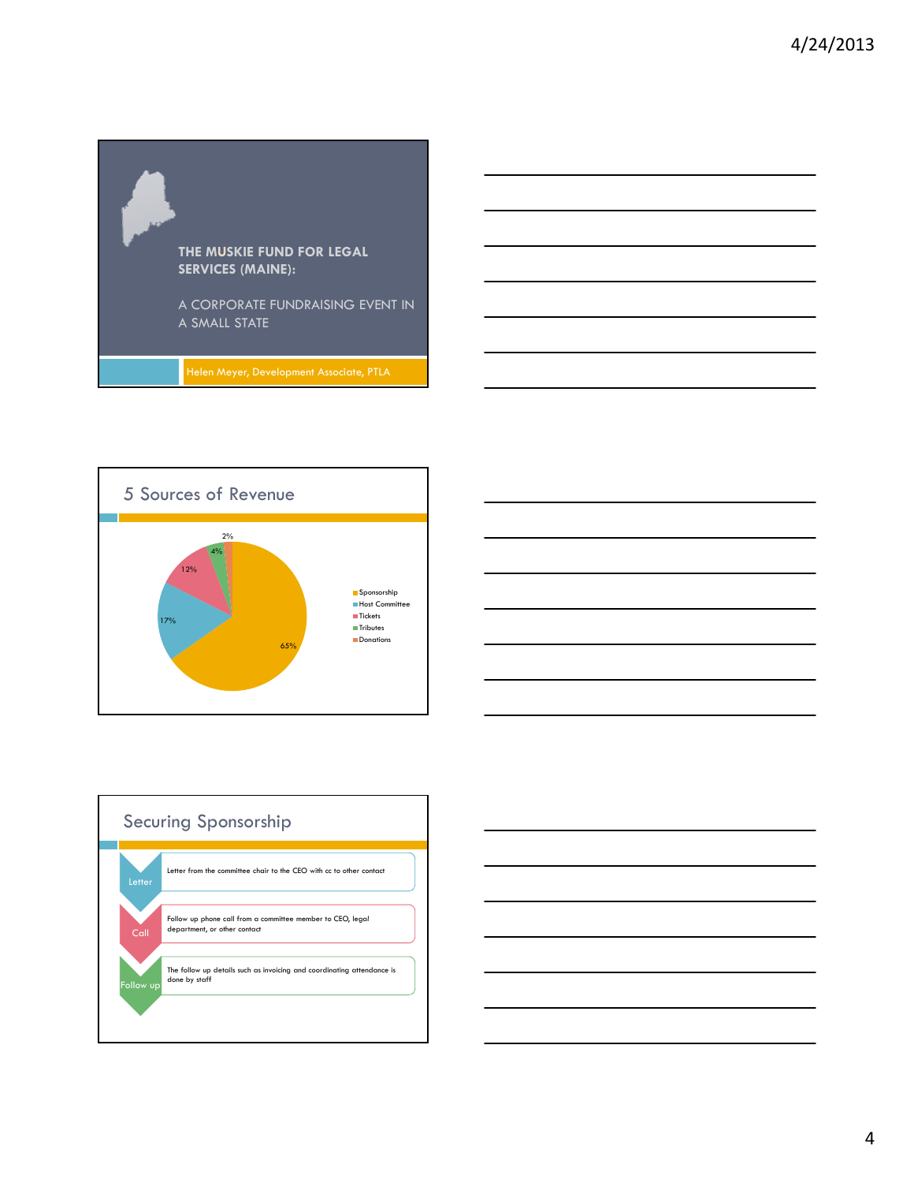## THE MUSKIE FUND FOR LEGAL SERVICES (MAINE):

A CORPORATE FUNDRAISING EVENT IN A SMALL STATE

Helen Meyer, Development Associate, PTLA

## 5 Sources of Revenue

| Source | Percentage |
|---|---|
| Sponsorship | 65% |
| Host Committee | 17% |
| Tickets | 12% |
| Tributes | 4% |
| Donations | 2% |

## Securing Sponsorship

- **Letter**: Letter from the committee chair to the CEO with cc to other contact
- **Call**: Follow up phone call from a committee member to CEO, legal department, or other contact
- **Follow up**: The follow up details such as invoicing and coordinating attendance is done by staff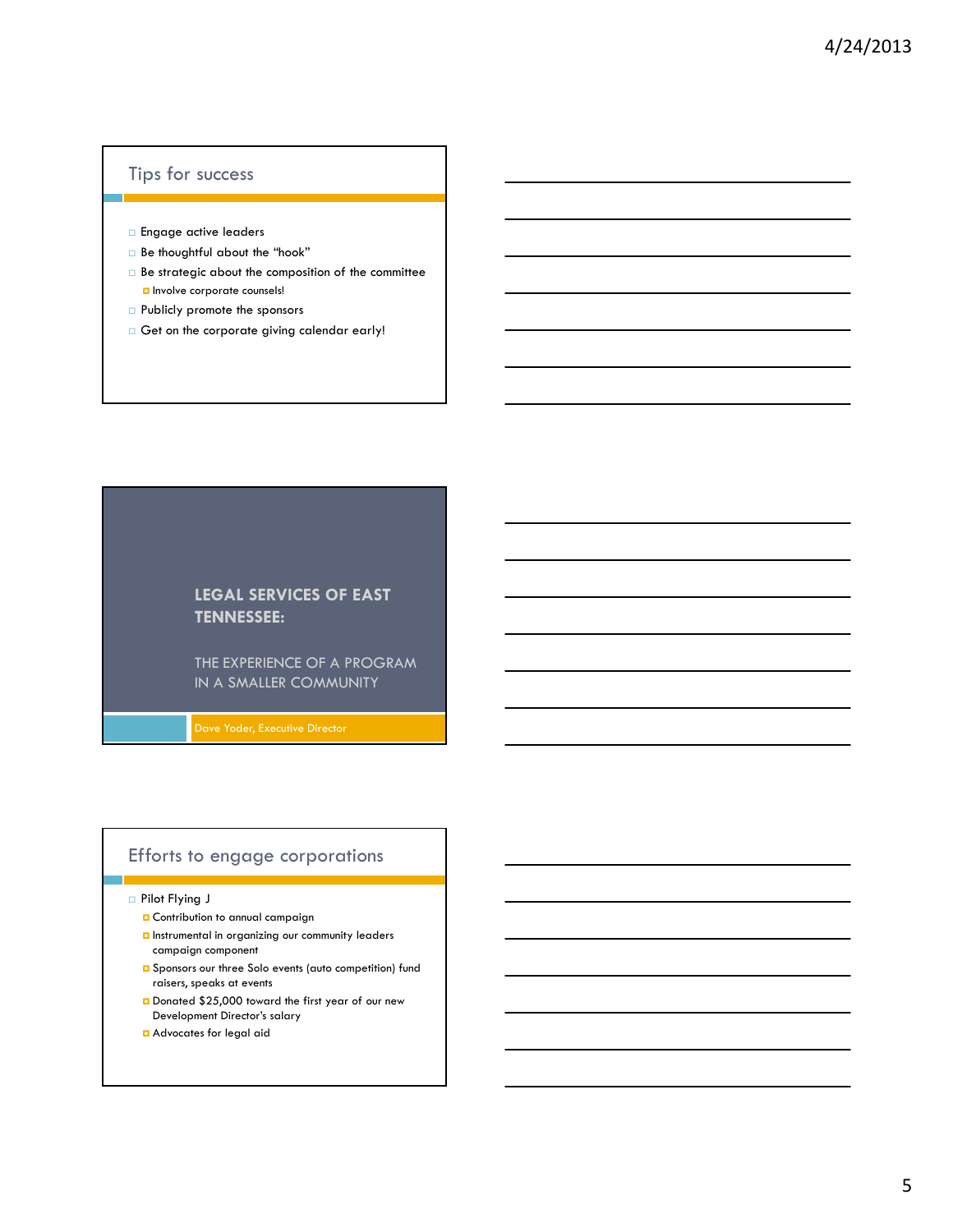## Tips for success

- Engage active leaders
- Be thoughtful about the "hook"
- Be strategic about the composition of the committee
  - Involve corporate counsels!
- Publicly promote the sponsors
- Get on the corporate giving calendar early!

---

# LEGAL SERVICES OF EAST TENNESSEE:

THE EXPERIENCE OF A PROGRAM IN A SMALLER COMMUNITY

Dave Yoder, Executive Director

---

## Efforts to engage corporations

- Pilot Flying J
  - Contribution to annual campaign
  - Instrumental in organizing our community leaders campaign component
  - Sponsors our three Solo events (auto competition) fund raisers, speaks at events
  - Donated $25,000 toward the first year of our new Development Director's salary
  - Advocates for legal aid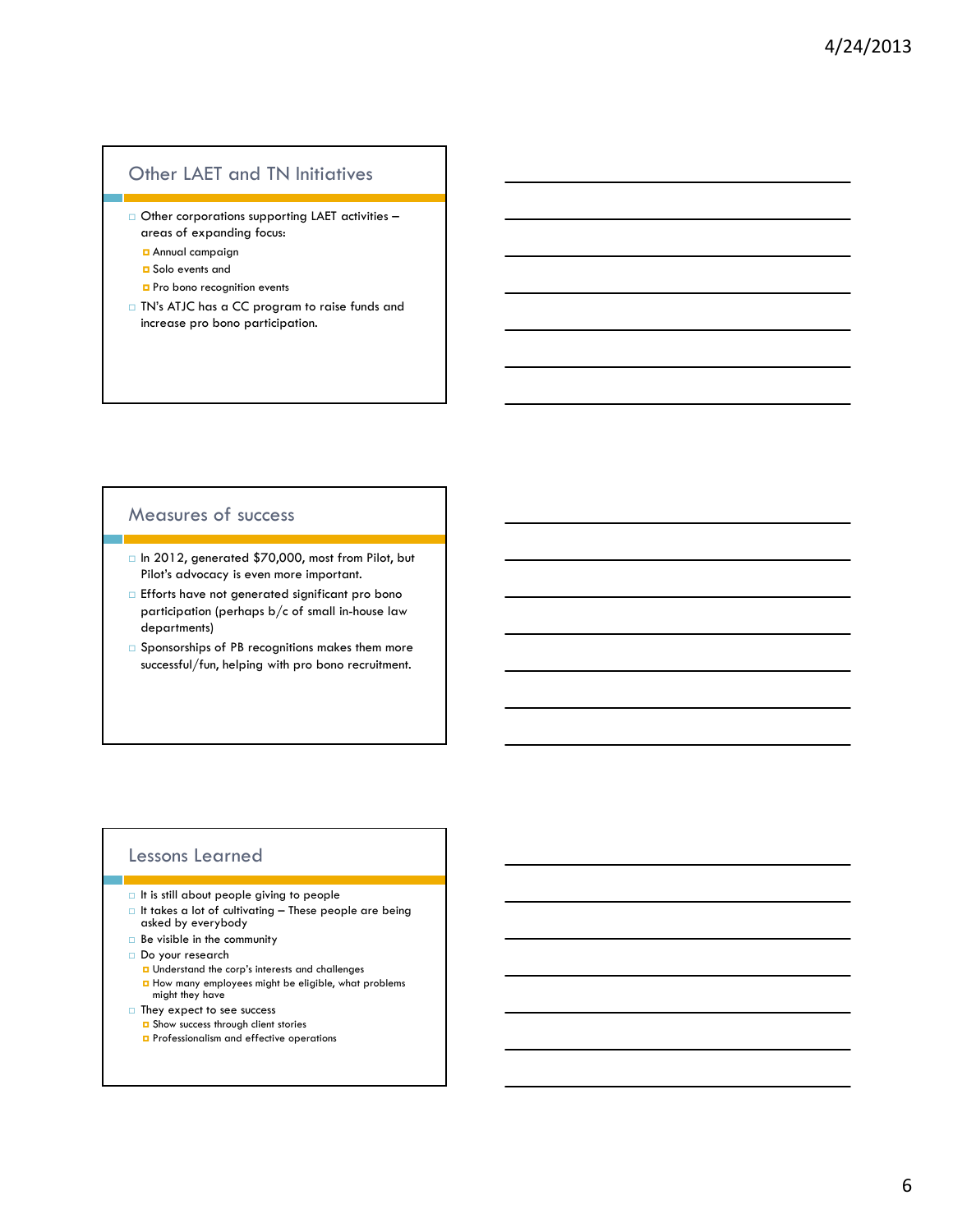## Other LAET and TN Initiatives

- Other corporations supporting LAET activities – areas of expanding focus:
  - Annual campaign
  - Solo events and
  - Pro bono recognition events
- TN's ATJC has a CC program to raise funds and increase pro bono participation.

## Measures of success

- In 2012, generated $70,000, most from Pilot, but Pilot's advocacy is even more important.
- Efforts have not generated significant pro bono participation (perhaps b/c of small in-house law departments)
- Sponsorships of PB recognitions makes them more successful/fun, helping with pro bono recruitment.

## Lessons Learned

- It is still about people giving to people
- It takes a lot of cultivating – These people are being asked by everybody
- Be visible in the community
- Do your research
  - Understand the corp's interests and challenges
  - How many employees might be eligible, what problems might they have
- They expect to see success
  - Show success through client stories
  - Professionalism and effective operations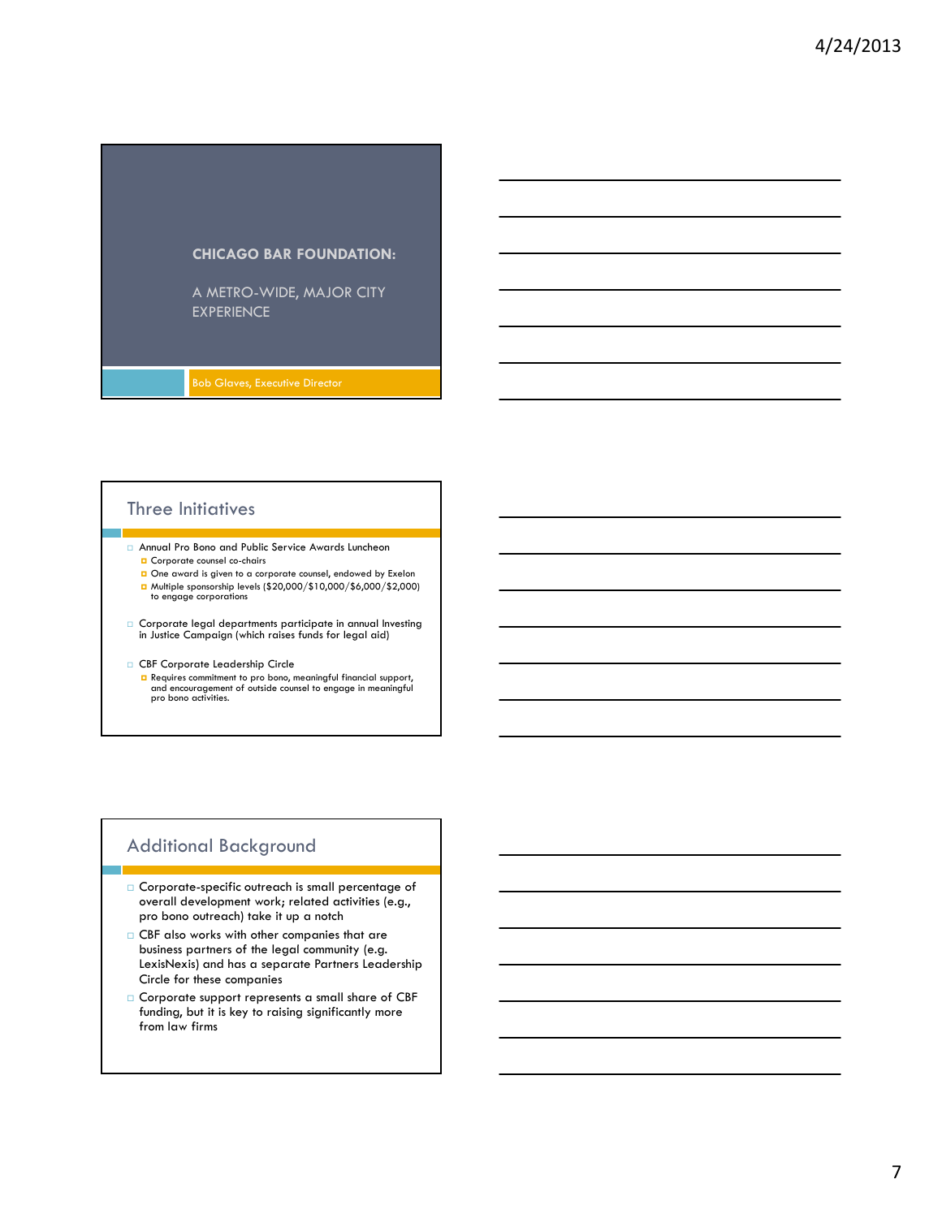# CHICAGO BAR FOUNDATION:

A METRO-WIDE, MAJOR CITY EXPERIENCE

Bob Glaves, Executive Director

## Three Initiatives

- Annual Pro Bono and Public Service Awards Luncheon
  - Corporate counsel co-chairs
  - One award is given to a corporate counsel, endowed by Exelon
  - Multiple sponsorship levels ($20,000/$10,000/$6,000/$2,000) to engage corporations
- Corporate legal departments participate in annual Investing in Justice Campaign (which raises funds for legal aid)
- CBF Corporate Leadership Circle
  - Requires commitment to pro bono, meaningful financial support, and encouragement of outside counsel to engage in meaningful pro bono activities.

## Additional Background

- Corporate-specific outreach is small percentage of overall development work; related activities (e.g., pro bono outreach) take it up a notch
- CBF also works with other companies that are business partners of the legal community (e.g. LexisNexis) and has a separate Partners Leadership Circle for these companies
- Corporate support represents a small share of CBF funding, but it is key to raising significantly more from law firms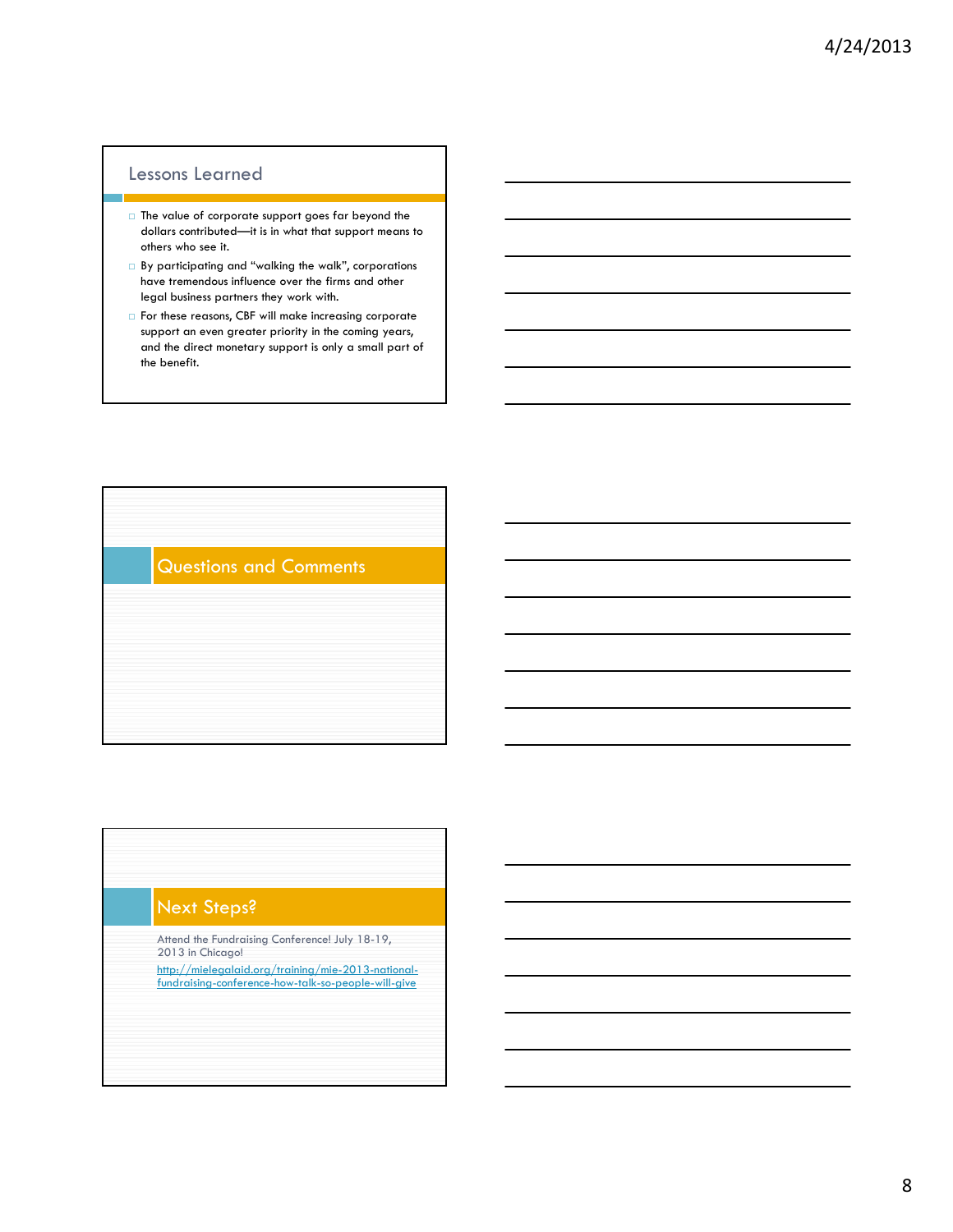## Lessons Learned

- The value of corporate support goes far beyond the dollars contributed—it is in what that support means to others who see it.
- By participating and "walking the walk", corporations have tremendous influence over the firms and other legal business partners they work with.
- For these reasons, CBF will make increasing corporate support an even greater priority in the coming years, and the direct monetary support is only a small part of the benefit.

## Questions and Comments

## Next Steps?

Attend the Fundraising Conference! July 18-19, 2013 in Chicago!

http://mielegalaid.org/training/mie-2013-national-fundraising-conference-how-talk-so-people-will-give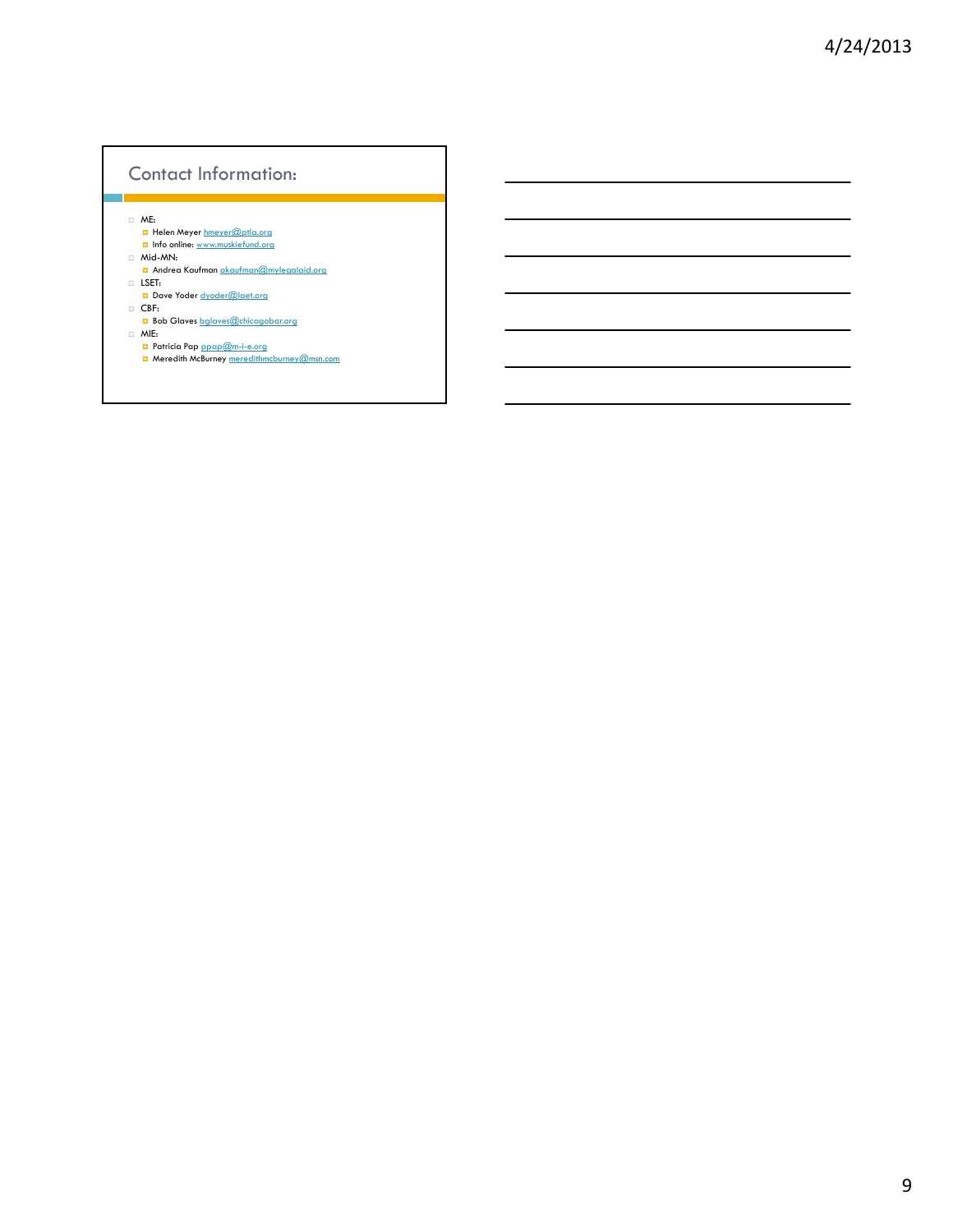## Contact Information:

- ME:
  - Helen Meyer hmeyer@ptla.org
  - Info online: www.muskiefund.org
- Mid-MN:
  - Andrea Kaufman akaufman@mylegalaid.org
- LSET:
  - Dave Yoder dyoder@laet.org
- CBF:
  - Bob Glaves bglaves@chicagobar.org
- MIE:
  - Patricia Pap ppap@m-i-e.org
  - Meredith McBurney meredithmcburney@msn.com